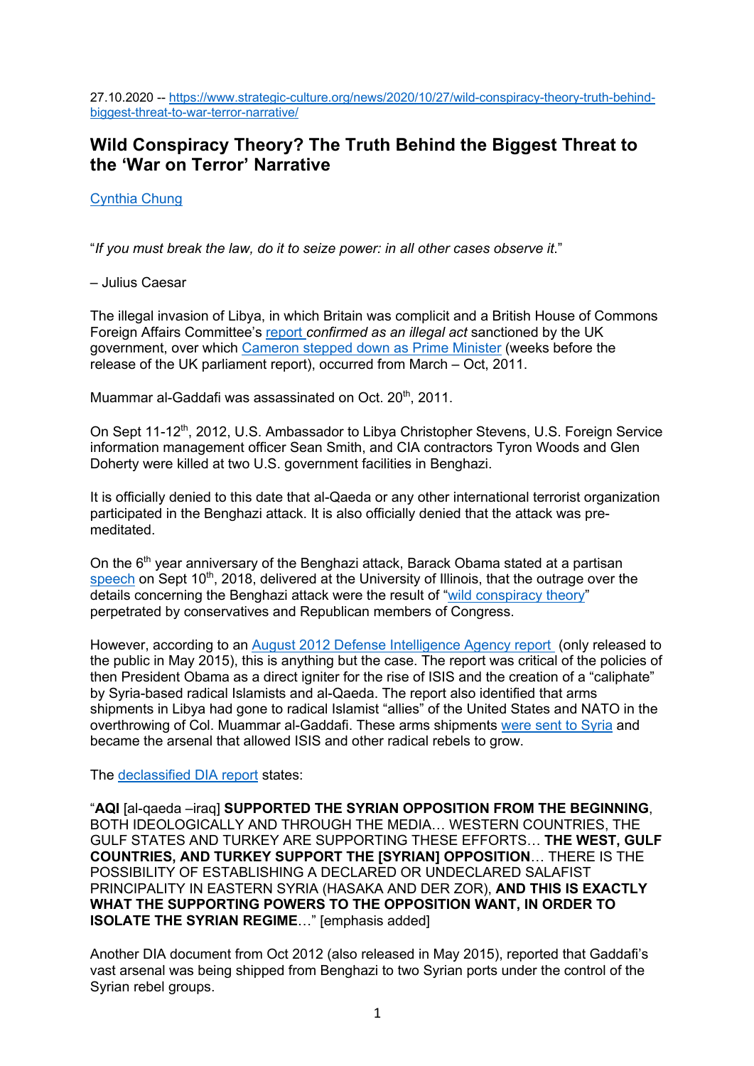27.10.2020 -- https://www.strategic-culture.org/news/2020/10/27/wild-conspiracy-theory-truth-behind-biggest-threat-to-war-terror-narrative/

# Wild Conspiracy Theory? The Truth Behind the Biggest Threat to the 'War on Terror' Narrative

Cynthia Chung

"*If you must break the law, do it to seize power: in all other cases observe it.*"

– Julius Caesar

The illegal invasion of Libya, in which Britain was complicit and a British House of Commons Foreign Affairs Committee's report *confirmed as an illegal act* sanctioned by the UK government, over which Cameron stepped down as Prime Minister (weeks before the release of the UK parliament report), occurred from March – Oct, 2011.

Muammar al-Gaddafi was assassinated on Oct. 20th, 2011.

On Sept 11-12th, 2012, U.S. Ambassador to Libya Christopher Stevens, U.S. Foreign Service information management officer Sean Smith, and CIA contractors Tyron Woods and Glen Doherty were killed at two U.S. government facilities in Benghazi.

It is officially denied to this date that al-Qaeda or any other international terrorist organization participated in the Benghazi attack. It is also officially denied that the attack was pre-meditated.

On the 6th year anniversary of the Benghazi attack, Barack Obama stated at a partisan speech on Sept 10th, 2018, delivered at the University of Illinois, that the outrage over the details concerning the Benghazi attack were the result of "wild conspiracy theory" perpetrated by conservatives and Republican members of Congress.

However, according to an August 2012 Defense Intelligence Agency report (only released to the public in May 2015), this is anything but the case. The report was critical of the policies of then President Obama as a direct igniter for the rise of ISIS and the creation of a "caliphate" by Syria-based radical Islamists and al-Qaeda. The report also identified that arms shipments in Libya had gone to radical Islamist "allies" of the United States and NATO in the overthrowing of Col. Muammar al-Gaddafi. These arms shipments were sent to Syria and became the arsenal that allowed ISIS and other radical rebels to grow.

The declassified DIA report states:

"**AQI** [al-qaeda –iraq] **SUPPORTED THE SYRIAN OPPOSITION FROM THE BEGINNING**, BOTH IDEOLOGICALLY AND THROUGH THE MEDIA… WESTERN COUNTRIES, THE GULF STATES AND TURKEY ARE SUPPORTING THESE EFFORTS… **THE WEST, GULF COUNTRIES, AND TURKEY SUPPORT THE [SYRIAN] OPPOSITION**… THERE IS THE POSSIBILITY OF ESTABLISHING A DECLARED OR UNDECLARED SALAFIST PRINCIPALITY IN EASTERN SYRIA (HASAKA AND DER ZOR), **AND THIS IS EXACTLY WHAT THE SUPPORTING POWERS TO THE OPPOSITION WANT, IN ORDER TO ISOLATE THE SYRIAN REGIME**…" [emphasis added]

Another DIA document from Oct 2012 (also released in May 2015), reported that Gaddafi's vast arsenal was being shipped from Benghazi to two Syrian ports under the control of the Syrian rebel groups.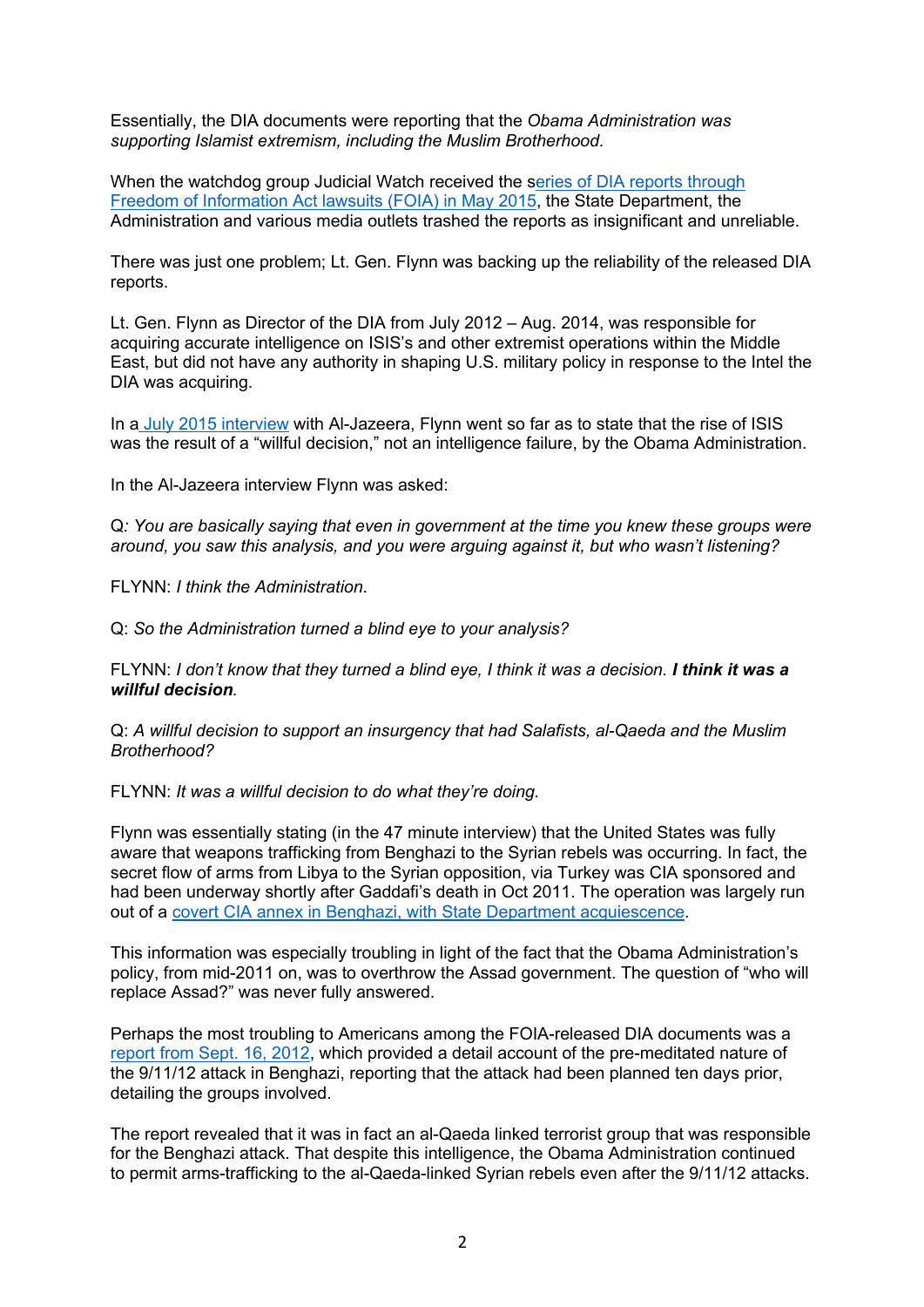Essentially, the DIA documents were reporting that the *Obama Administration was supporting Islamist extremism, including the Muslim Brotherhood*.

When the watchdog group Judicial Watch received the series of DIA reports through Freedom of Information Act lawsuits (FOIA) in May 2015, the State Department, the Administration and various media outlets trashed the reports as insignificant and unreliable.

There was just one problem; Lt. Gen. Flynn was backing up the reliability of the released DIA reports.

Lt. Gen. Flynn as Director of the DIA from July 2012 – Aug. 2014, was responsible for acquiring accurate intelligence on ISIS's and other extremist operations within the Middle East, but did not have any authority in shaping U.S. military policy in response to the Intel the DIA was acquiring.

In a July 2015 interview with Al-Jazeera, Flynn went so far as to state that the rise of ISIS was the result of a "willful decision," not an intelligence failure, by the Obama Administration.

In the Al-Jazeera interview Flynn was asked:

Q*: You are basically saying that even in government at the time you knew these groups were around, you saw this analysis, and you were arguing against it, but who wasn't listening?*

FLYNN: *I think the Administration.*

Q: *So the Administration turned a blind eye to your analysis?*

FLYNN: *I don't know that they turned a blind eye, I think it was a decision.* ***I think it was a willful decision***.

Q: *A willful decision to support an insurgency that had Salafists, al-Qaeda and the Muslim Brotherhood?*

FLYNN: *It was a willful decision to do what they're doing.*

Flynn was essentially stating (in the 47 minute interview) that the United States was fully aware that weapons trafficking from Benghazi to the Syrian rebels was occurring. In fact, the secret flow of arms from Libya to the Syrian opposition, via Turkey was CIA sponsored and had been underway shortly after Gaddafi's death in Oct 2011. The operation was largely run out of a covert CIA annex in Benghazi, with State Department acquiescence.

This information was especially troubling in light of the fact that the Obama Administration's policy, from mid-2011 on, was to overthrow the Assad government. The question of "who will replace Assad?" was never fully answered.

Perhaps the most troubling to Americans among the FOIA-released DIA documents was a report from Sept. 16, 2012, which provided a detail account of the pre-meditated nature of the 9/11/12 attack in Benghazi, reporting that the attack had been planned ten days prior, detailing the groups involved.

The report revealed that it was in fact an al-Qaeda linked terrorist group that was responsible for the Benghazi attack. That despite this intelligence, the Obama Administration continued to permit arms-trafficking to the al-Qaeda-linked Syrian rebels even after the 9/11/12 attacks.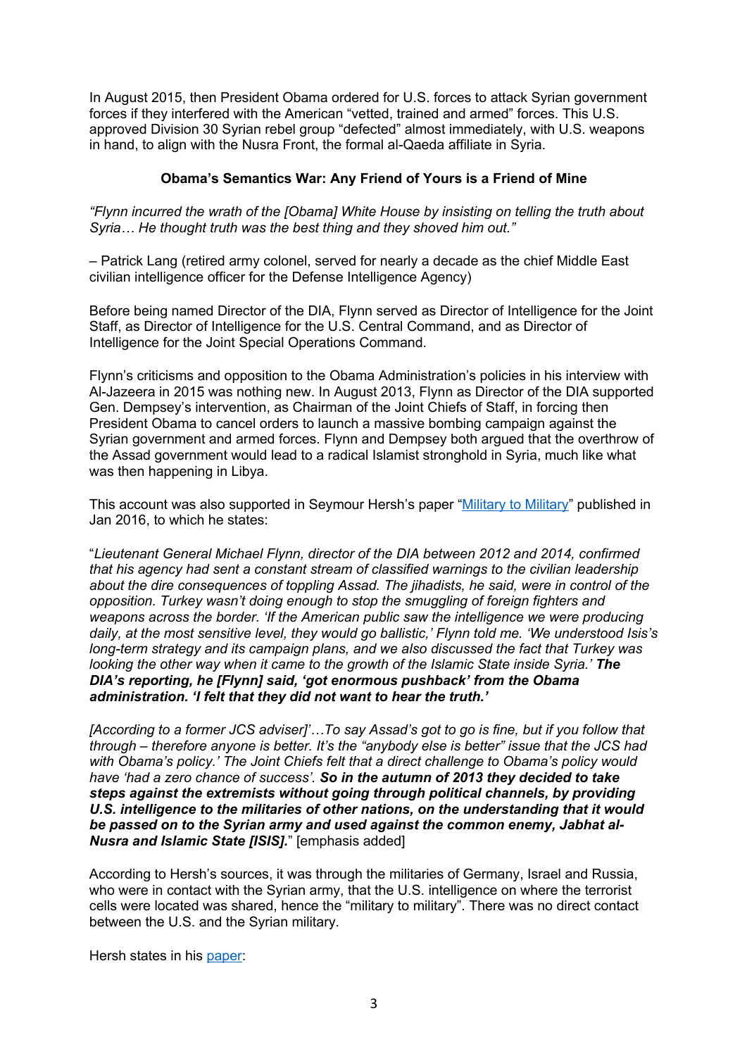In August 2015, then President Obama ordered for U.S. forces to attack Syrian government forces if they interfered with the American "vetted, trained and armed" forces. This U.S. approved Division 30 Syrian rebel group "defected" almost immediately, with U.S. weapons in hand, to align with the Nusra Front, the formal al-Qaeda affiliate in Syria.

**Obama's Semantics War: Any Friend of Yours is a Friend of Mine**

*"Flynn incurred the wrath of the [Obama] White House by insisting on telling the truth about Syria… He thought truth was the best thing and they shoved him out."*

– Patrick Lang (retired army colonel, served for nearly a decade as the chief Middle East civilian intelligence officer for the Defense Intelligence Agency)

Before being named Director of the DIA, Flynn served as Director of Intelligence for the Joint Staff, as Director of Intelligence for the U.S. Central Command, and as Director of Intelligence for the Joint Special Operations Command.

Flynn's criticisms and opposition to the Obama Administration's policies in his interview with Al-Jazeera in 2015 was nothing new. In August 2013, Flynn as Director of the DIA supported Gen. Dempsey's intervention, as Chairman of the Joint Chiefs of Staff, in forcing then President Obama to cancel orders to launch a massive bombing campaign against the Syrian government and armed forces. Flynn and Dempsey both argued that the overthrow of the Assad government would lead to a radical Islamist stronghold in Syria, much like what was then happening in Libya.

This account was also supported in Seymour Hersh's paper "Military to Military" published in Jan 2016, to which he states:

"*Lieutenant General Michael Flynn, director of the DIA between 2012 and 2014, confirmed that his agency had sent a constant stream of classified warnings to the civilian leadership about the dire consequences of toppling Assad. The jihadists, he said, were in control of the opposition. Turkey wasn't doing enough to stop the smuggling of foreign fighters and weapons across the border. 'If the American public saw the intelligence we were producing daily, at the most sensitive level, they would go ballistic,' Flynn told me. 'We understood Isis's long-term strategy and its campaign plans, and we also discussed the fact that Turkey was looking the other way when it came to the growth of the Islamic State inside Syria.'* ***The DIA's reporting, he [Flynn] said, 'got enormous pushback' from the Obama administration. 'I felt that they did not want to hear the truth.'***

*[According to a former JCS adviser]'…To say Assad's got to go is fine, but if you follow that through – therefore anyone is better. It's the "anybody else is better" issue that the JCS had with Obama's policy.' The Joint Chiefs felt that a direct challenge to Obama's policy would have 'had a zero chance of success'.* ***So in the autumn of 2013 they decided to take steps against the extremists without going through political channels, by providing U.S. intelligence to the militaries of other nations, on the understanding that it would be passed on to the Syrian army and used against the common enemy, Jabhat al-Nusra and Islamic State [ISIS].***" [emphasis added]

According to Hersh's sources, it was through the militaries of Germany, Israel and Russia, who were in contact with the Syrian army, that the U.S. intelligence on where the terrorist cells were located was shared, hence the "military to military". There was no direct contact between the U.S. and the Syrian military.

Hersh states in his paper: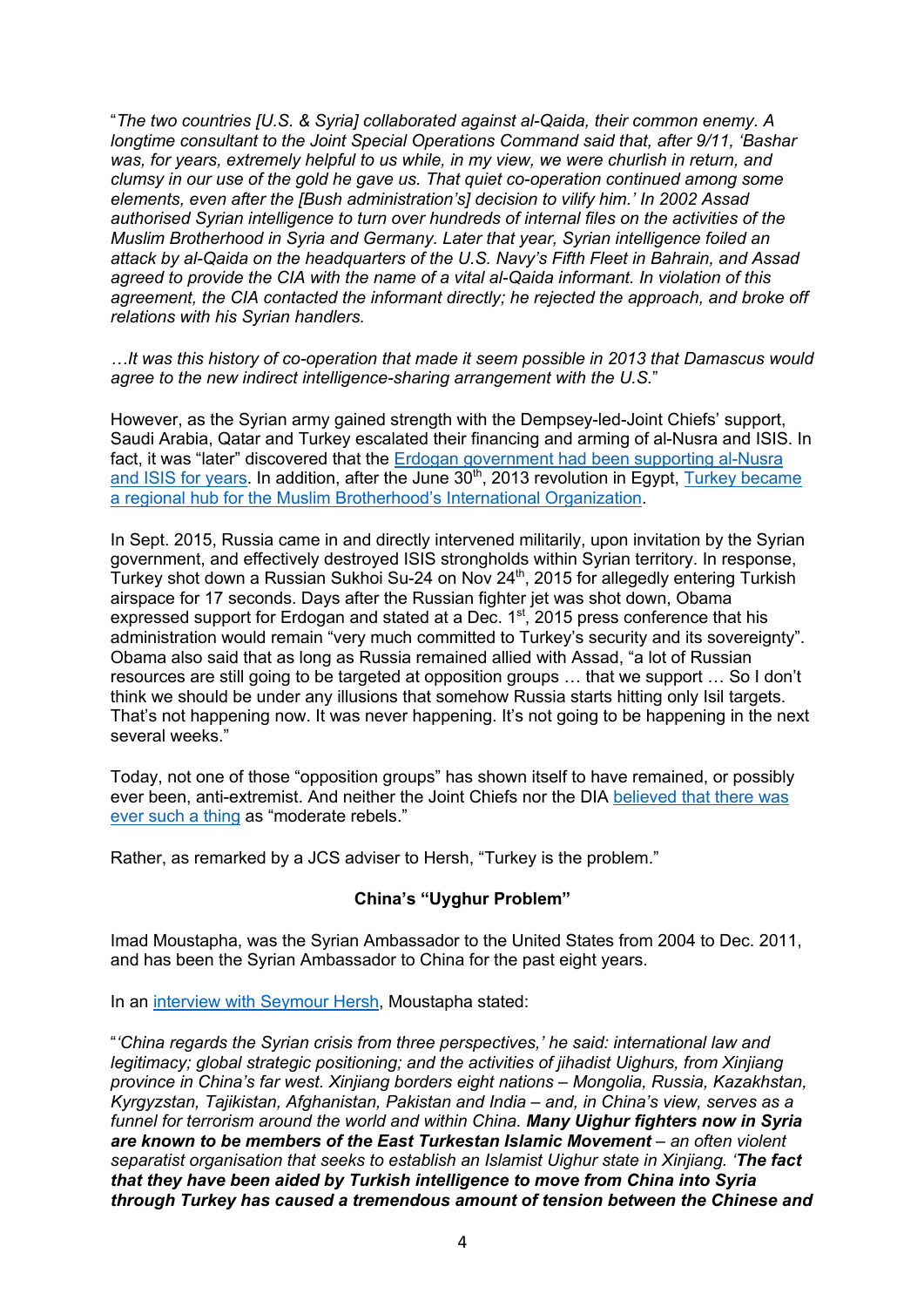"*The two countries [U.S. & Syria] collaborated against al-Qaida, their common enemy. A longtime consultant to the Joint Special Operations Command said that, after 9/11, 'Bashar was, for years, extremely helpful to us while, in my view, we were churlish in return, and clumsy in our use of the gold he gave us. That quiet co-operation continued among some elements, even after the [Bush administration's] decision to vilify him.' In 2002 Assad authorised Syrian intelligence to turn over hundreds of internal files on the activities of the Muslim Brotherhood in Syria and Germany. Later that year, Syrian intelligence foiled an attack by al-Qaida on the headquarters of the U.S. Navy's Fifth Fleet in Bahrain, and Assad agreed to provide the CIA with the name of a vital al-Qaida informant. In violation of this agreement, the CIA contacted the informant directly; he rejected the approach, and broke off relations with his Syrian handlers.*

*…It was this history of co-operation that made it seem possible in 2013 that Damascus would agree to the new indirect intelligence-sharing arrangement with the U.S.*"

However, as the Syrian army gained strength with the Dempsey-led-Joint Chiefs' support, Saudi Arabia, Qatar and Turkey escalated their financing and arming of al-Nusra and ISIS. In fact, it was "later" discovered that the Erdogan government had been supporting al-Nusra and ISIS for years. In addition, after the June 30th, 2013 revolution in Egypt, Turkey became a regional hub for the Muslim Brotherhood's International Organization.

In Sept. 2015, Russia came in and directly intervened militarily, upon invitation by the Syrian government, and effectively destroyed ISIS strongholds within Syrian territory. In response, Turkey shot down a Russian Sukhoi Su-24 on Nov 24th, 2015 for allegedly entering Turkish airspace for 17 seconds. Days after the Russian fighter jet was shot down, Obama expressed support for Erdogan and stated at a Dec. 1st, 2015 press conference that his administration would remain "very much committed to Turkey's security and its sovereignty". Obama also said that as long as Russia remained allied with Assad, "a lot of Russian resources are still going to be targeted at opposition groups … that we support … So I don't think we should be under any illusions that somehow Russia starts hitting only Isil targets. That's not happening now. It was never happening. It's not going to be happening in the next several weeks."

Today, not one of those "opposition groups" has shown itself to have remained, or possibly ever been, anti-extremist. And neither the Joint Chiefs nor the DIA believed that there was ever such a thing as "moderate rebels."

Rather, as remarked by a JCS adviser to Hersh, "Turkey is the problem."

**China's "Uyghur Problem"**

Imad Moustapha, was the Syrian Ambassador to the United States from 2004 to Dec. 2011, and has been the Syrian Ambassador to China for the past eight years.

In an interview with Seymour Hersh, Moustapha stated:

"*'China regards the Syrian crisis from three perspectives,' he said: international law and legitimacy; global strategic positioning; and the activities of jihadist Uighurs, from Xinjiang province in China's far west. Xinjiang borders eight nations – Mongolia, Russia, Kazakhstan, Kyrgyzstan, Tajikistan, Afghanistan, Pakistan and India – and, in China's view, serves as a funnel for terrorism around the world and within China.* ***Many Uighur fighters now in Syria are known to be members of the East Turkestan Islamic Movement*** *– an often violent separatist organisation that seeks to establish an Islamist Uighur state in Xinjiang. '****The fact that they have been aided by Turkish intelligence to move from China into Syria through Turkey has caused a tremendous amount of tension between the Chinese and***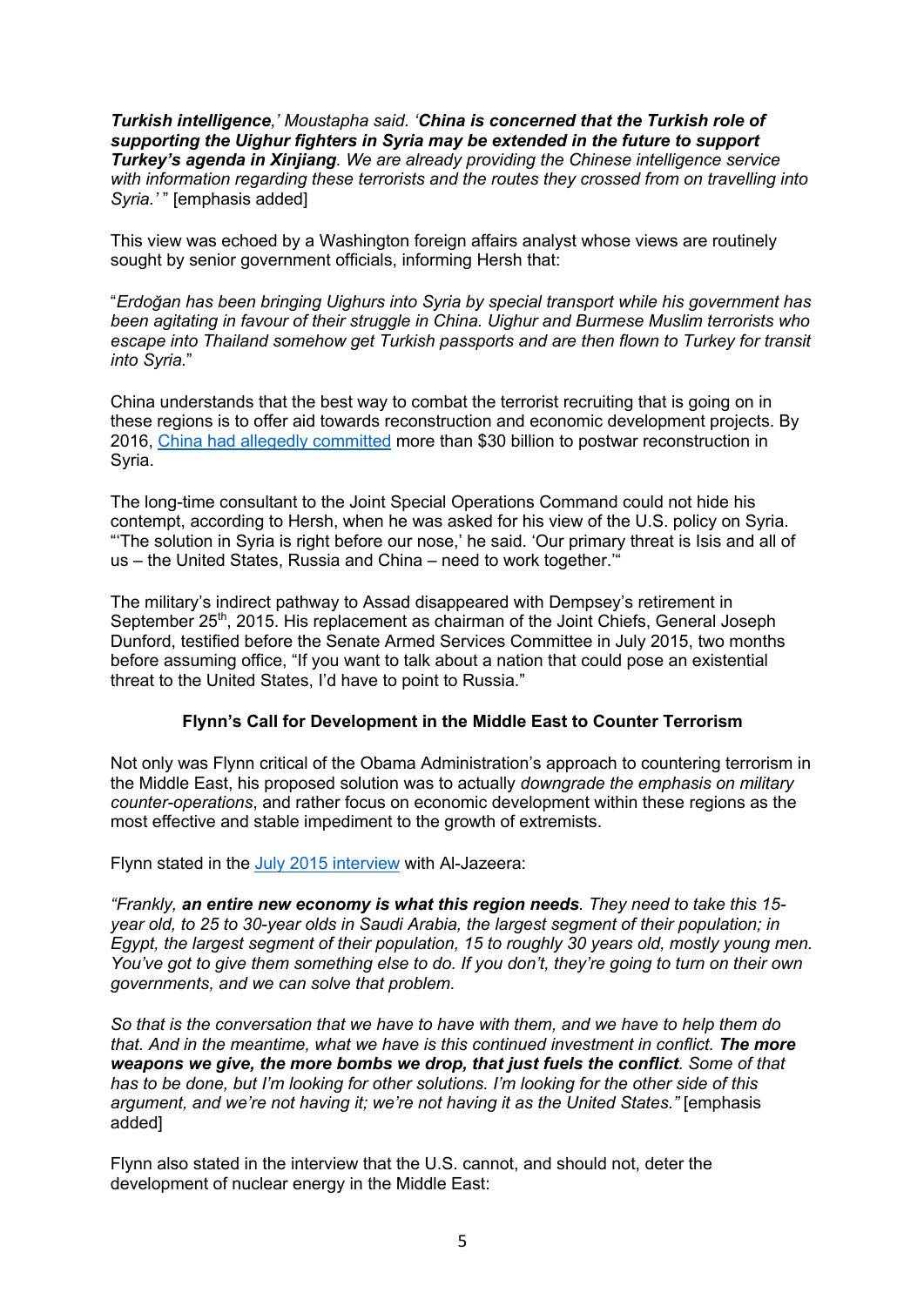***Turkish intelligence**,' Moustapha said. '**China is concerned that the Turkish role of supporting the Uighur fighters in Syria may be extended in the future to support Turkey's agenda in Xinjiang**. We are already providing the Chinese intelligence service with information regarding these terrorists and the routes they crossed from on travelling into Syria.'* " [emphasis added]

This view was echoed by a Washington foreign affairs analyst whose views are routinely sought by senior government officials, informing Hersh that:

"*Erdoğan has been bringing Uighurs into Syria by special transport while his government has been agitating in favour of their struggle in China. Uighur and Burmese Muslim terrorists who escape into Thailand somehow get Turkish passports and are then flown to Turkey for transit into Syria.*"

China understands that the best way to combat the terrorist recruiting that is going on in these regions is to offer aid towards reconstruction and economic development projects. By 2016, [China had allegedly committed]() more than $30 billion to postwar reconstruction in Syria.

The long-time consultant to the Joint Special Operations Command could not hide his contempt, according to Hersh, when he was asked for his view of the U.S. policy on Syria. "'The solution in Syria is right before our nose,' he said. 'Our primary threat is Isis and all of us – the United States, Russia and China – need to work together.'"

The military's indirect pathway to Assad disappeared with Dempsey's retirement in September 25th, 2015. His replacement as chairman of the Joint Chiefs, General Joseph Dunford, testified before the Senate Armed Services Committee in July 2015, two months before assuming office, "If you want to talk about a nation that could pose an existential threat to the United States, I'd have to point to Russia."

### Flynn's Call for Development in the Middle East to Counter Terrorism

Not only was Flynn critical of the Obama Administration's approach to countering terrorism in the Middle East, his proposed solution was to actually *downgrade the emphasis on military counter-operations*, and rather focus on economic development within these regions as the most effective and stable impediment to the growth of extremists.

Flynn stated in the [July 2015 interview]() with Al-Jazeera:

*"Frankly, **an entire new economy is what this region needs**. They need to take this 15-year old, to 25 to 30-year olds in Saudi Arabia, the largest segment of their population; in Egypt, the largest segment of their population, 15 to roughly 30 years old, mostly young men. You've got to give them something else to do. If you don't, they're going to turn on their own governments, and we can solve that problem.*

*So that is the conversation that we have to have with them, and we have to help them do that. And in the meantime, what we have is this continued investment in conflict. **The more weapons we give, the more bombs we drop, that just fuels the conflict**. Some of that has to be done, but I'm looking for other solutions. I'm looking for the other side of this argument, and we're not having it; we're not having it as the United States."* [emphasis added]

Flynn also stated in the interview that the U.S. cannot, and should not, deter the development of nuclear energy in the Middle East: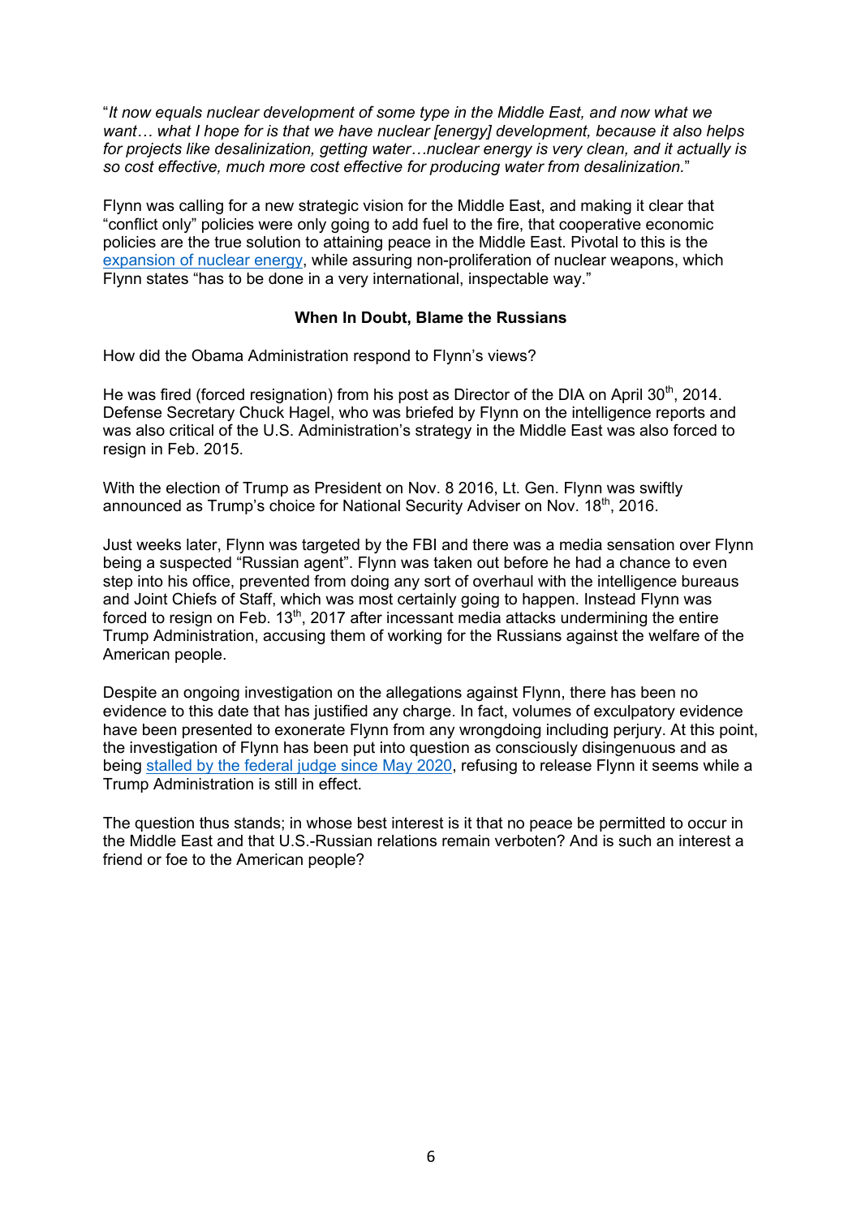"*It now equals nuclear development of some type in the Middle East, and now what we want… what I hope for is that we have nuclear [energy] development, because it also helps for projects like desalinization, getting water…nuclear energy is very clean, and it actually is so cost effective, much more cost effective for producing water from desalinization.*"

Flynn was calling for a new strategic vision for the Middle East, and making it clear that "conflict only" policies were only going to add fuel to the fire, that cooperative economic policies are the true solution to attaining peace in the Middle East. Pivotal to this is the expansion of nuclear energy, while assuring non-proliferation of nuclear weapons, which Flynn states "has to be done in a very international, inspectable way."

**When In Doubt, Blame the Russians**

How did the Obama Administration respond to Flynn's views?

He was fired (forced resignation) from his post as Director of the DIA on April 30th, 2014. Defense Secretary Chuck Hagel, who was briefed by Flynn on the intelligence reports and was also critical of the U.S. Administration's strategy in the Middle East was also forced to resign in Feb. 2015.

With the election of Trump as President on Nov. 8 2016, Lt. Gen. Flynn was swiftly announced as Trump's choice for National Security Adviser on Nov. 18th, 2016.

Just weeks later, Flynn was targeted by the FBI and there was a media sensation over Flynn being a suspected "Russian agent". Flynn was taken out before he had a chance to even step into his office, prevented from doing any sort of overhaul with the intelligence bureaus and Joint Chiefs of Staff, which was most certainly going to happen. Instead Flynn was forced to resign on Feb. 13th, 2017 after incessant media attacks undermining the entire Trump Administration, accusing them of working for the Russians against the welfare of the American people.

Despite an ongoing investigation on the allegations against Flynn, there has been no evidence to this date that has justified any charge. In fact, volumes of exculpatory evidence have been presented to exonerate Flynn from any wrongdoing including perjury. At this point, the investigation of Flynn has been put into question as consciously disingenuous and as being stalled by the federal judge since May 2020, refusing to release Flynn it seems while a Trump Administration is still in effect.

The question thus stands; in whose best interest is it that no peace be permitted to occur in the Middle East and that U.S.-Russian relations remain verboten? And is such an interest a friend or foe to the American people?